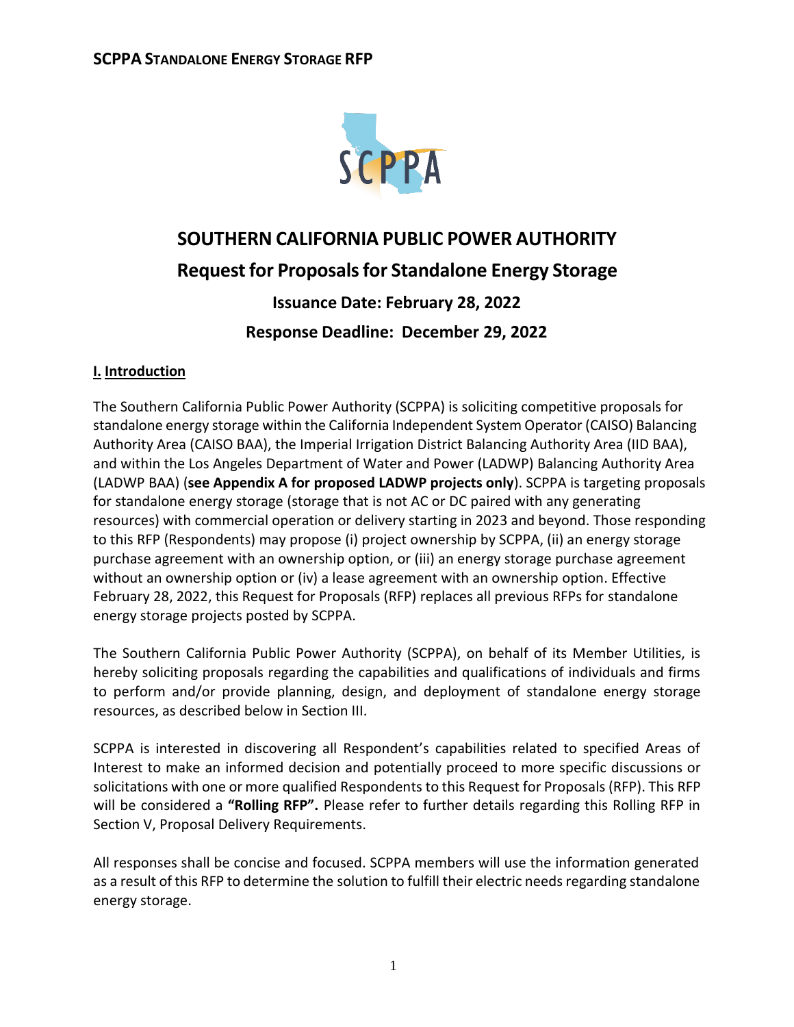# SOUTHERN CALIFORNIA PUBLIC POWER AUTHORITY

## Request for Proposals for Standalone Energy Storage

### Issuance Date: February 28, 2022

### Response Deadline: December 29, 2022

## I. Introduction

The Southern California Public Power Authority (SCPPA) is soliciting competitive proposals for standalone energy storage within the California Independent System Operator (CAISO) Balancing Authority Area (CAISO BAA), the Imperial Irrigation District Balancing Authority Area (IID BAA), and within the Los Angeles Department of Water and Power (LADWP) Balancing Authority Area (LADWP BAA) (**see Appendix A for proposed LADWP projects only**). SCPPA is targeting proposals for standalone energy storage (storage that is not AC or DC paired with any generating resources) with commercial operation or delivery starting in 2023 and beyond. Those responding to this RFP (Respondents) may propose (i) project ownership by SCPPA, (ii) an energy storage purchase agreement with an ownership option, or (iii) an energy storage purchase agreement without an ownership option or (iv) a lease agreement with an ownership option. Effective February 28, 2022, this Request for Proposals (RFP) replaces all previous RFPs for standalone energy storage projects posted by SCPPA.

The Southern California Public Power Authority (SCPPA), on behalf of its Member Utilities, is hereby soliciting proposals regarding the capabilities and qualifications of individuals and firms to perform and/or provide planning, design, and deployment of standalone energy storage resources, as described below in Section III.

SCPPA is interested in discovering all Respondent's capabilities related to specified Areas of Interest to make an informed decision and potentially proceed to more specific discussions or solicitations with one or more qualified Respondents to this Request for Proposals (RFP). This RFP will be considered a **"Rolling RFP".** Please refer to further details regarding this Rolling RFP in Section V, Proposal Delivery Requirements.

All responses shall be concise and focused. SCPPA members will use the information generated as a result of this RFP to determine the solution to fulfill their electric needs regarding standalone energy storage.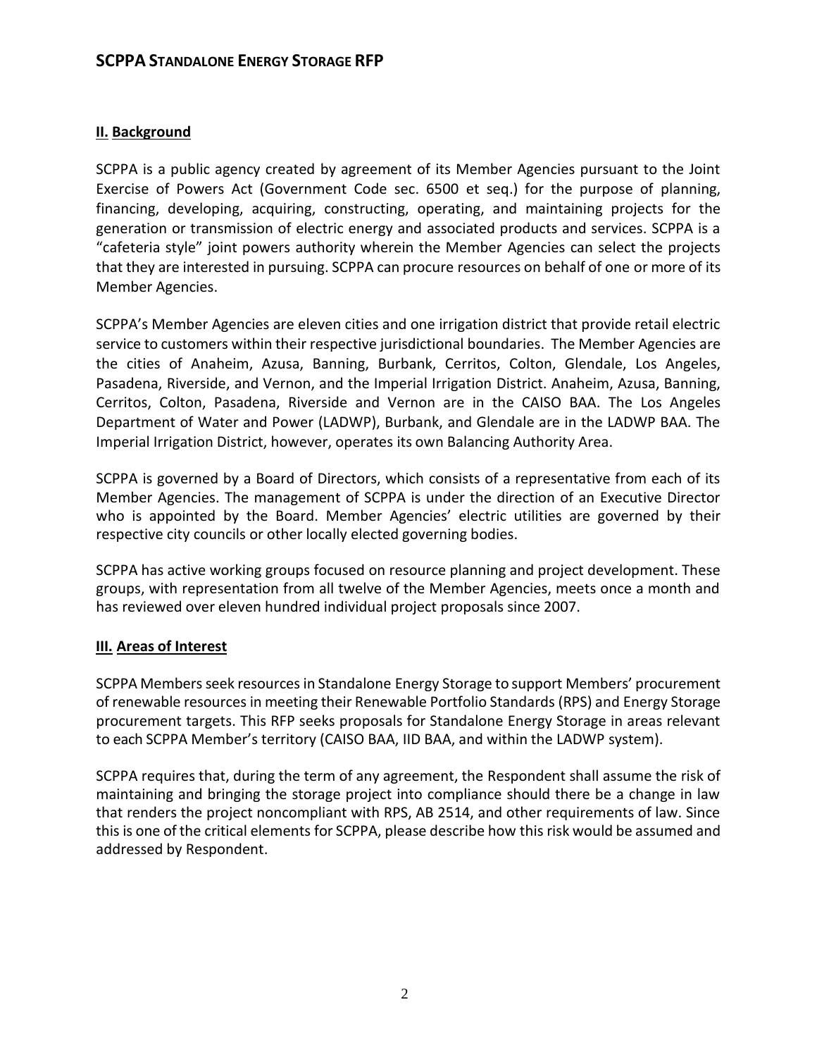## II. Background

SCPPA is a public agency created by agreement of its Member Agencies pursuant to the Joint Exercise of Powers Act (Government Code sec. 6500 et seq.) for the purpose of planning, financing, developing, acquiring, constructing, operating, and maintaining projects for the generation or transmission of electric energy and associated products and services. SCPPA is a "cafeteria style" joint powers authority wherein the Member Agencies can select the projects that they are interested in pursuing. SCPPA can procure resources on behalf of one or more of its Member Agencies.

SCPPA's Member Agencies are eleven cities and one irrigation district that provide retail electric service to customers within their respective jurisdictional boundaries. The Member Agencies are the cities of Anaheim, Azusa, Banning, Burbank, Cerritos, Colton, Glendale, Los Angeles, Pasadena, Riverside, and Vernon, and the Imperial Irrigation District. Anaheim, Azusa, Banning, Cerritos, Colton, Pasadena, Riverside and Vernon are in the CAISO BAA. The Los Angeles Department of Water and Power (LADWP), Burbank, and Glendale are in the LADWP BAA. The Imperial Irrigation District, however, operates its own Balancing Authority Area.

SCPPA is governed by a Board of Directors, which consists of a representative from each of its Member Agencies. The management of SCPPA is under the direction of an Executive Director who is appointed by the Board. Member Agencies' electric utilities are governed by their respective city councils or other locally elected governing bodies.

SCPPA has active working groups focused on resource planning and project development. These groups, with representation from all twelve of the Member Agencies, meets once a month and has reviewed over eleven hundred individual project proposals since 2007.

## III. Areas of Interest

SCPPA Members seek resources in Standalone Energy Storage to support Members' procurement of renewable resources in meeting their Renewable Portfolio Standards (RPS) and Energy Storage procurement targets. This RFP seeks proposals for Standalone Energy Storage in areas relevant to each SCPPA Member's territory (CAISO BAA, IID BAA, and within the LADWP system).

SCPPA requires that, during the term of any agreement, the Respondent shall assume the risk of maintaining and bringing the storage project into compliance should there be a change in law that renders the project noncompliant with RPS, AB 2514, and other requirements of law. Since this is one of the critical elements for SCPPA, please describe how this risk would be assumed and addressed by Respondent.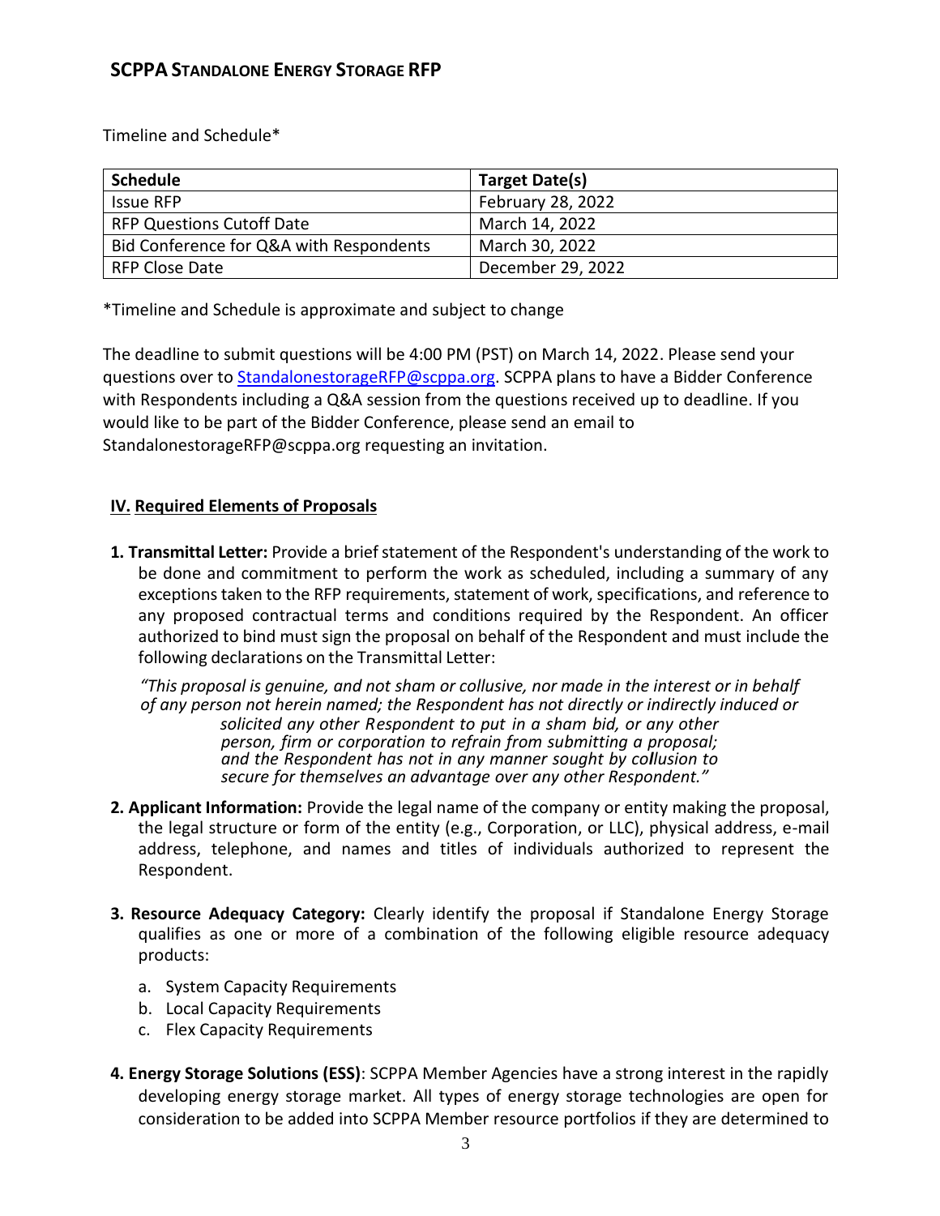Timeline and Schedule*

| Schedule | Target Date(s) |
| --- | --- |
| Issue RFP | February 28, 2022 |
| RFP Questions Cutoff Date | March 14, 2022 |
| Bid Conference for Q&A with Respondents | March 30, 2022 |
| RFP Close Date | December 29, 2022 |

*Timeline and Schedule is approximate and subject to change

The deadline to submit questions will be 4:00 PM (PST) on March 14, 2022. Please send your questions over to StandalonestorageRFP@scppa.org. SCPPA plans to have a Bidder Conference with Respondents including a Q&A session from the questions received up to deadline. If you would like to be part of the Bidder Conference, please send an email to StandalonestorageRFP@scppa.org requesting an invitation.

## IV. Required Elements of Proposals

**1. Transmittal Letter:** Provide a brief statement of the Respondent's understanding of the work to be done and commitment to perform the work as scheduled, including a summary of any exceptions taken to the RFP requirements, statement of work, specifications, and reference to any proposed contractual terms and conditions required by the Respondent. An officer authorized to bind must sign the proposal on behalf of the Respondent and must include the following declarations on the Transmittal Letter:

*"This proposal is genuine, and not sham or collusive, nor made in the interest or in behalf of any person not herein named; the Respondent has not directly or indirectly induced or solicited any other Respondent to put in a sham bid, or any other person, firm or corporation to refrain from submitting a proposal; and the Respondent has not in any manner sought by collusion to secure for themselves an advantage over any other Respondent."*

**2. Applicant Information:** Provide the legal name of the company or entity making the proposal, the legal structure or form of the entity (e.g., Corporation, or LLC), physical address, e-mail address, telephone, and names and titles of individuals authorized to represent the Respondent.

**3. Resource Adequacy Category:** Clearly identify the proposal if Standalone Energy Storage qualifies as one or more of a combination of the following eligible resource adequacy products:

a. System Capacity Requirements
b. Local Capacity Requirements
c. Flex Capacity Requirements

**4. Energy Storage Solutions (ESS)**: SCPPA Member Agencies have a strong interest in the rapidly developing energy storage market. All types of energy storage technologies are open for consideration to be added into SCPPA Member resource portfolios if they are determined to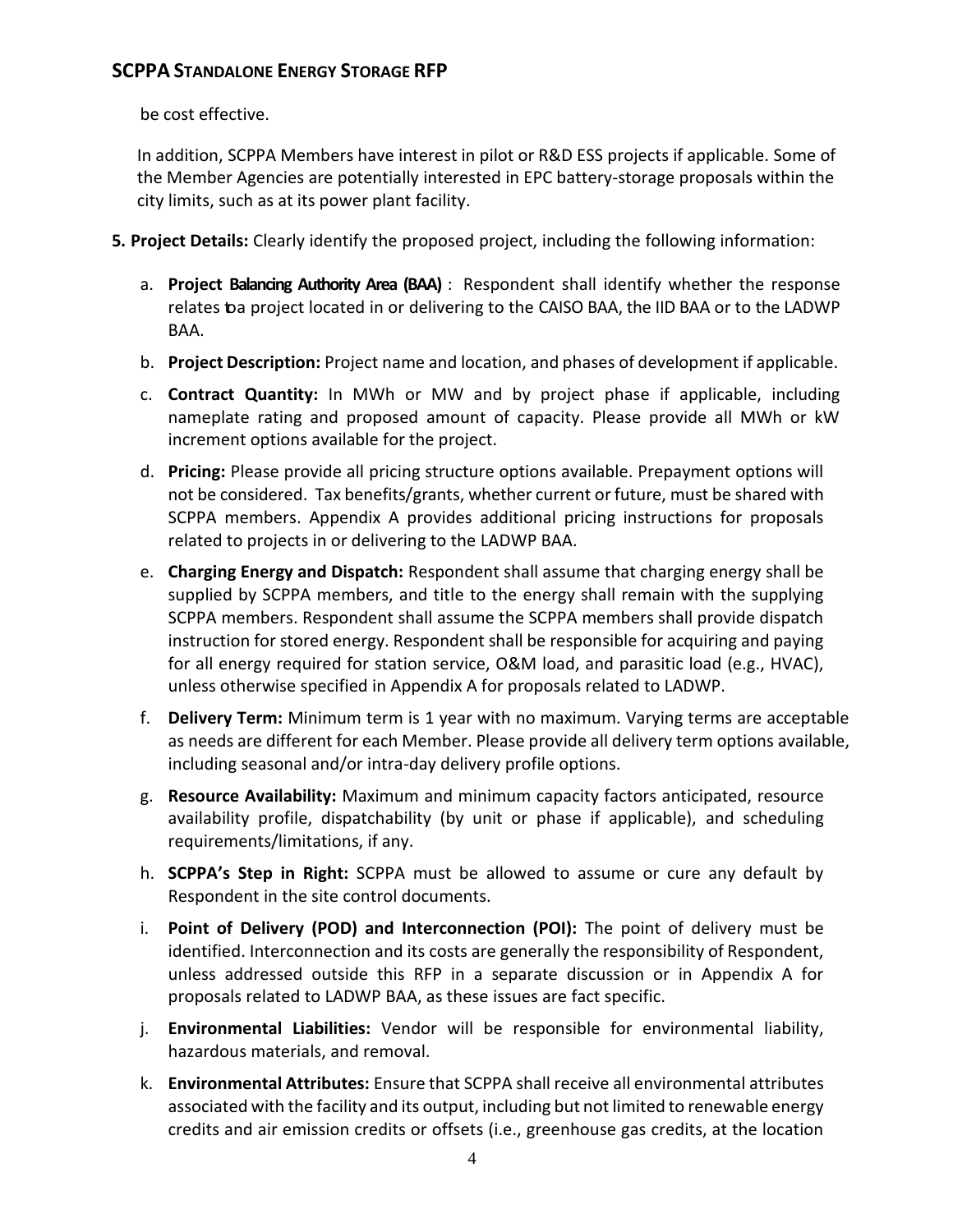be cost effective.

In addition, SCPPA Members have interest in pilot or R&D ESS projects if applicable. Some of the Member Agencies are potentially interested in EPC battery-storage proposals within the city limits, such as at its power plant facility.

**5. Project Details:** Clearly identify the proposed project, including the following information:

a. **Project Balancing Authority Area (BAA)** : Respondent shall identify whether the response relates to a project located in or delivering to the CAISO BAA, the IID BAA or to the LADWP BAA.

b. **Project Description:** Project name and location, and phases of development if applicable.

c. **Contract Quantity:** In MWh or MW and by project phase if applicable, including nameplate rating and proposed amount of capacity. Please provide all MWh or kW increment options available for the project.

d. **Pricing:** Please provide all pricing structure options available. Prepayment options will not be considered. Tax benefits/grants, whether current or future, must be shared with SCPPA members. Appendix A provides additional pricing instructions for proposals related to projects in or delivering to the LADWP BAA.

e. **Charging Energy and Dispatch:** Respondent shall assume that charging energy shall be supplied by SCPPA members, and title to the energy shall remain with the supplying SCPPA members. Respondent shall assume the SCPPA members shall provide dispatch instruction for stored energy. Respondent shall be responsible for acquiring and paying for all energy required for station service, O&M load, and parasitic load (e.g., HVAC), unless otherwise specified in Appendix A for proposals related to LADWP.

f. **Delivery Term:** Minimum term is 1 year with no maximum. Varying terms are acceptable as needs are different for each Member. Please provide all delivery term options available, including seasonal and/or intra-day delivery profile options.

g. **Resource Availability:** Maximum and minimum capacity factors anticipated, resource availability profile, dispatchability (by unit or phase if applicable), and scheduling requirements/limitations, if any.

h. **SCPPA's Step in Right:** SCPPA must be allowed to assume or cure any default by Respondent in the site control documents.

i. **Point of Delivery (POD) and Interconnection (POI):** The point of delivery must be identified. Interconnection and its costs are generally the responsibility of Respondent, unless addressed outside this RFP in a separate discussion or in Appendix A for proposals related to LADWP BAA, as these issues are fact specific.

j. **Environmental Liabilities:** Vendor will be responsible for environmental liability, hazardous materials, and removal.

k. **Environmental Attributes:** Ensure that SCPPA shall receive all environmental attributes associated with the facility and its output, including but not limited to renewable energy credits and air emission credits or offsets (i.e., greenhouse gas credits, at the location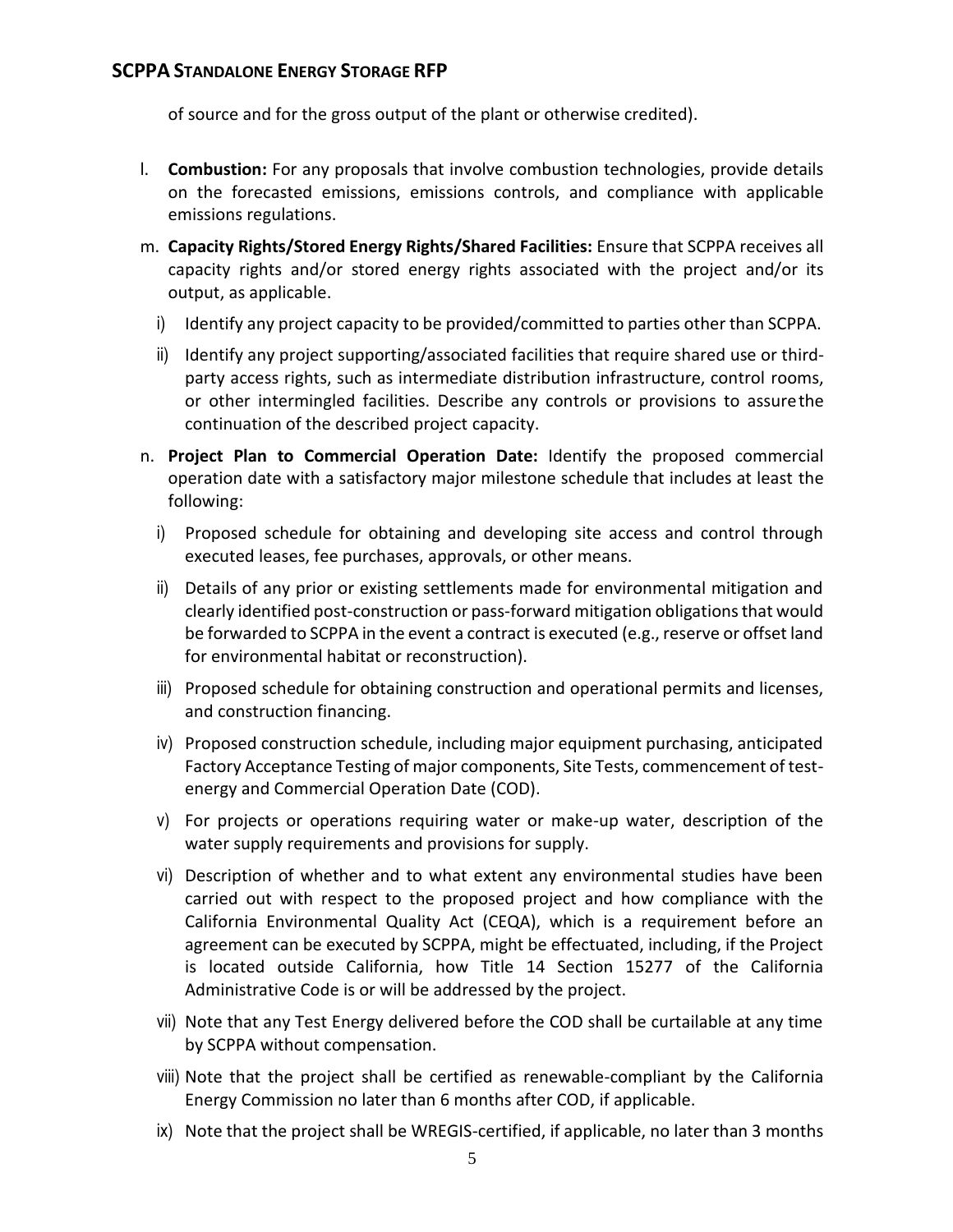of source and for the gross output of the plant or otherwise credited).

l. **Combustion:** For any proposals that involve combustion technologies, provide details on the forecasted emissions, emissions controls, and compliance with applicable emissions regulations.

m. **Capacity Rights/Stored Energy Rights/Shared Facilities:** Ensure that SCPPA receives all capacity rights and/or stored energy rights associated with the project and/or its output, as applicable.

   i) Identify any project capacity to be provided/committed to parties other than SCPPA.

   ii) Identify any project supporting/associated facilities that require shared use or third-party access rights, such as intermediate distribution infrastructure, control rooms, or other intermingled facilities. Describe any controls or provisions to assure the continuation of the described project capacity.

n. **Project Plan to Commercial Operation Date:** Identify the proposed commercial operation date with a satisfactory major milestone schedule that includes at least the following:

   i) Proposed schedule for obtaining and developing site access and control through executed leases, fee purchases, approvals, or other means.

   ii) Details of any prior or existing settlements made for environmental mitigation and clearly identified post-construction or pass-forward mitigation obligations that would be forwarded to SCPPA in the event a contract is executed (e.g., reserve or offset land for environmental habitat or reconstruction).

   iii) Proposed schedule for obtaining construction and operational permits and licenses, and construction financing.

   iv) Proposed construction schedule, including major equipment purchasing, anticipated Factory Acceptance Testing of major components, Site Tests, commencement of test-energy and Commercial Operation Date (COD).

   v) For projects or operations requiring water or make-up water, description of the water supply requirements and provisions for supply.

   vi) Description of whether and to what extent any environmental studies have been carried out with respect to the proposed project and how compliance with the California Environmental Quality Act (CEQA), which is a requirement before an agreement can be executed by SCPPA, might be effectuated, including, if the Project is located outside California, how Title 14 Section 15277 of the California Administrative Code is or will be addressed by the project.

   vii) Note that any Test Energy delivered before the COD shall be curtailable at any time by SCPPA without compensation.

   viii) Note that the project shall be certified as renewable-compliant by the California Energy Commission no later than 6 months after COD, if applicable.

   ix) Note that the project shall be WREGIS-certified, if applicable, no later than 3 months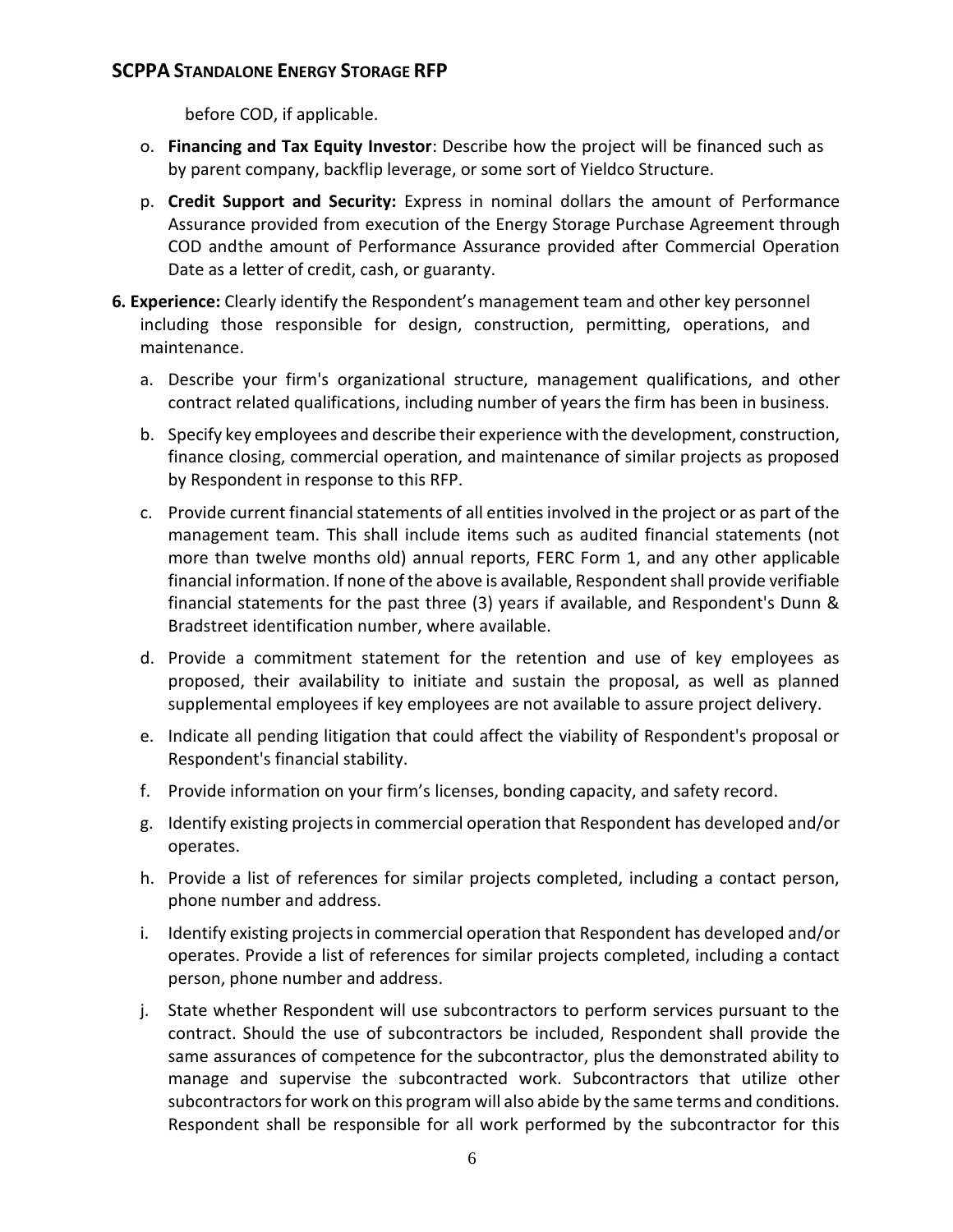before COD, if applicable.

o. **Financing and Tax Equity Investor**: Describe how the project will be financed such as by parent company, backflip leverage, or some sort of Yieldco Structure.

p. **Credit Support and Security:** Express in nominal dollars the amount of Performance Assurance provided from execution of the Energy Storage Purchase Agreement through COD andthe amount of Performance Assurance provided after Commercial Operation Date as a letter of credit, cash, or guaranty.

**6. Experience:** Clearly identify the Respondent's management team and other key personnel including those responsible for design, construction, permitting, operations, and maintenance.

a. Describe your firm's organizational structure, management qualifications, and other contract related qualifications, including number of years the firm has been in business.

b. Specify key employees and describe their experience with the development, construction, finance closing, commercial operation, and maintenance of similar projects as proposed by Respondent in response to this RFP.

c. Provide current financial statements of all entities involved in the project or as part of the management team. This shall include items such as audited financial statements (not more than twelve months old) annual reports, FERC Form 1, and any other applicable financial information. If none of the above is available, Respondent shall provide verifiable financial statements for the past three (3) years if available, and Respondent's Dunn & Bradstreet identification number, where available.

d. Provide a commitment statement for the retention and use of key employees as proposed, their availability to initiate and sustain the proposal, as well as planned supplemental employees if key employees are not available to assure project delivery.

e. Indicate all pending litigation that could affect the viability of Respondent's proposal or Respondent's financial stability.

f. Provide information on your firm's licenses, bonding capacity, and safety record.

g. Identify existing projects in commercial operation that Respondent has developed and/or operates.

h. Provide a list of references for similar projects completed, including a contact person, phone number and address.

i. Identify existing projects in commercial operation that Respondent has developed and/or operates. Provide a list of references for similar projects completed, including a contact person, phone number and address.

j. State whether Respondent will use subcontractors to perform services pursuant to the contract. Should the use of subcontractors be included, Respondent shall provide the same assurances of competence for the subcontractor, plus the demonstrated ability to manage and supervise the subcontracted work. Subcontractors that utilize other subcontractors for work on this program will also abide by the same terms and conditions. Respondent shall be responsible for all work performed by the subcontractor for this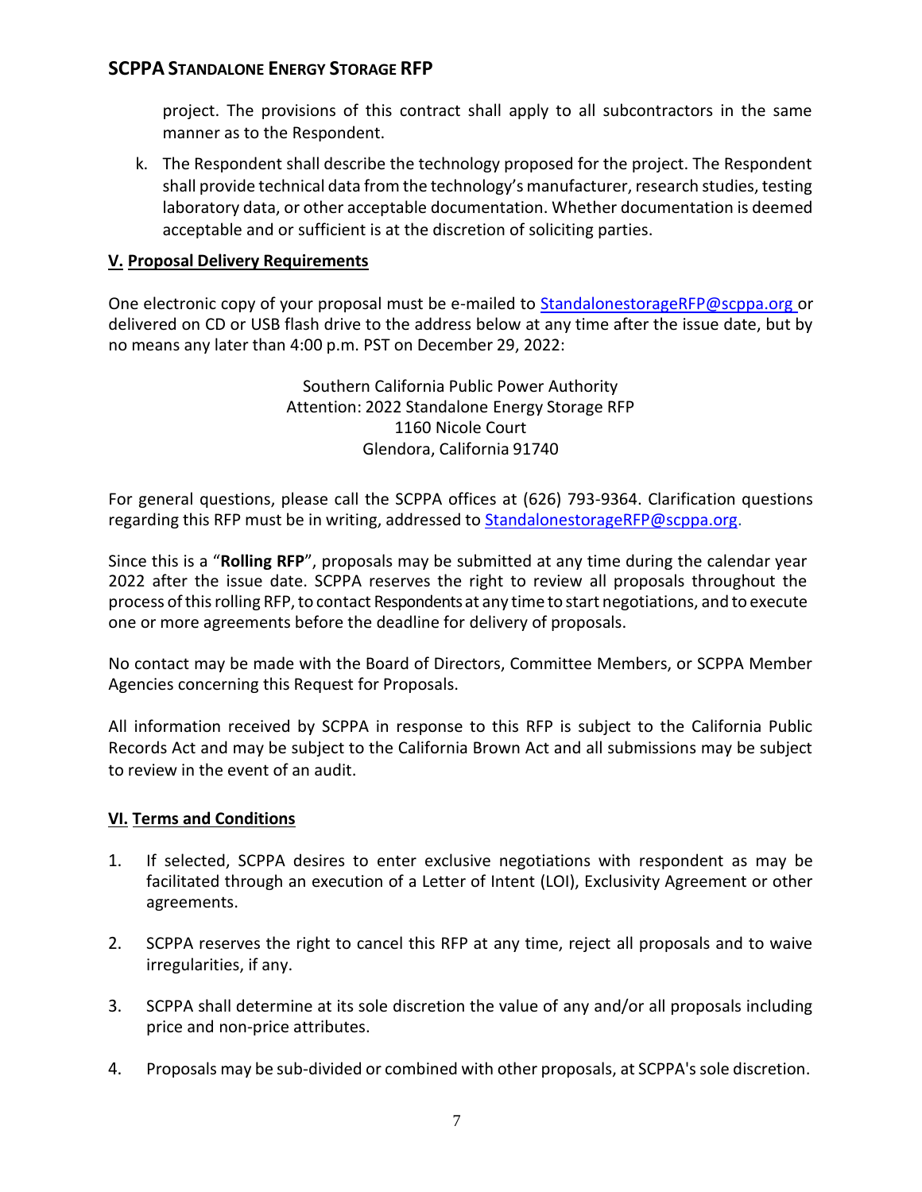project. The provisions of this contract shall apply to all subcontractors in the same manner as to the Respondent.

k. The Respondent shall describe the technology proposed for the project. The Respondent shall provide technical data from the technology's manufacturer, research studies, testing laboratory data, or other acceptable documentation. Whether documentation is deemed acceptable and or sufficient is at the discretion of soliciting parties.

## V. Proposal Delivery Requirements

One electronic copy of your proposal must be e-mailed to StandalonestorageRFP@scppa.org or delivered on CD or USB flash drive to the address below at any time after the issue date, but by no means any later than 4:00 p.m. PST on December 29, 2022:

Southern California Public Power Authority
Attention: 2022 Standalone Energy Storage RFP
1160 Nicole Court
Glendora, California 91740

For general questions, please call the SCPPA offices at (626) 793-9364. Clarification questions regarding this RFP must be in writing, addressed to StandalonestorageRFP@scppa.org.

Since this is a "**Rolling RFP**", proposals may be submitted at any time during the calendar year 2022 after the issue date. SCPPA reserves the right to review all proposals throughout the process of this rolling RFP, to contact Respondents at any time to start negotiations, and to execute one or more agreements before the deadline for delivery of proposals.

No contact may be made with the Board of Directors, Committee Members, or SCPPA Member Agencies concerning this Request for Proposals.

All information received by SCPPA in response to this RFP is subject to the California Public Records Act and may be subject to the California Brown Act and all submissions may be subject to review in the event of an audit.

## VI. Terms and Conditions

1. If selected, SCPPA desires to enter exclusive negotiations with respondent as may be facilitated through an execution of a Letter of Intent (LOI), Exclusivity Agreement or other agreements.

2. SCPPA reserves the right to cancel this RFP at any time, reject all proposals and to waive irregularities, if any.

3. SCPPA shall determine at its sole discretion the value of any and/or all proposals including price and non-price attributes.

4. Proposals may be sub-divided or combined with other proposals, at SCPPA's sole discretion.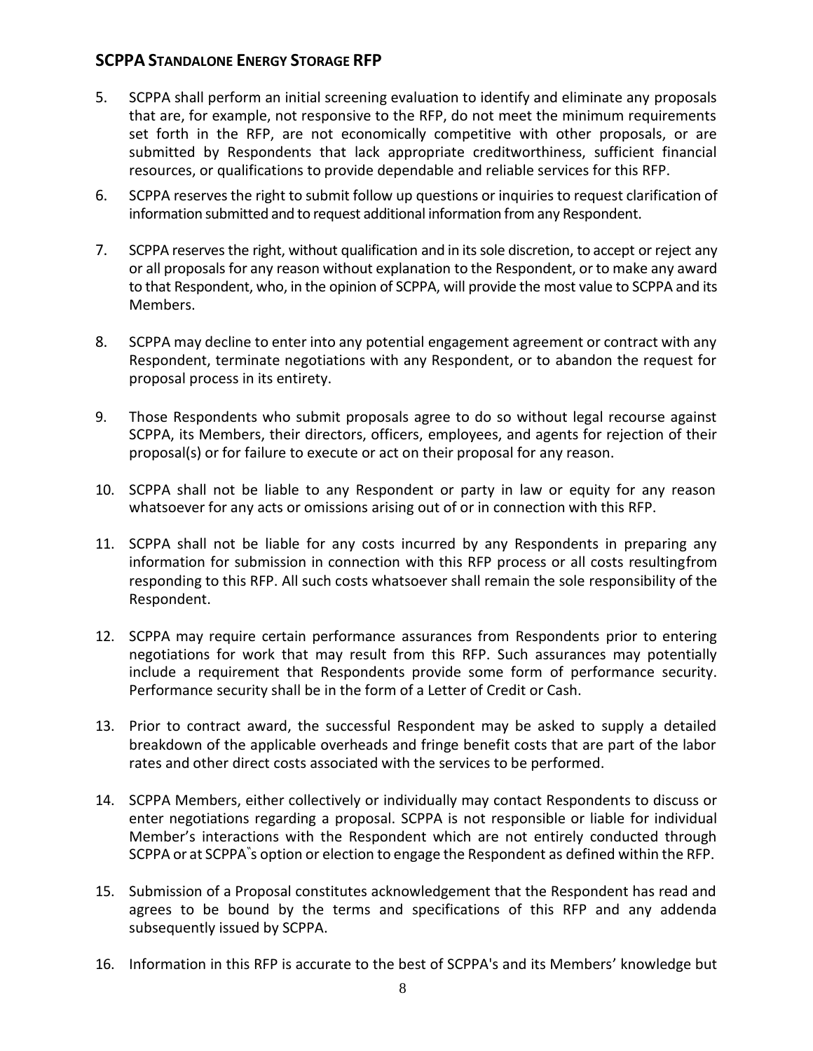5. SCPPA shall perform an initial screening evaluation to identify and eliminate any proposals that are, for example, not responsive to the RFP, do not meet the minimum requirements set forth in the RFP, are not economically competitive with other proposals, or are submitted by Respondents that lack appropriate creditworthiness, sufficient financial resources, or qualifications to provide dependable and reliable services for this RFP.

6. SCPPA reserves the right to submit follow up questions or inquiries to request clarification of information submitted and to request additional information from any Respondent.

7. SCPPA reserves the right, without qualification and in its sole discretion, to accept or reject any or all proposals for any reason without explanation to the Respondent, or to make any award to that Respondent, who, in the opinion of SCPPA, will provide the most value to SCPPA and its Members.

8. SCPPA may decline to enter into any potential engagement agreement or contract with any Respondent, terminate negotiations with any Respondent, or to abandon the request for proposal process in its entirety.

9. Those Respondents who submit proposals agree to do so without legal recourse against SCPPA, its Members, their directors, officers, employees, and agents for rejection of their proposal(s) or for failure to execute or act on their proposal for any reason.

10. SCPPA shall not be liable to any Respondent or party in law or equity for any reason whatsoever for any acts or omissions arising out of or in connection with this RFP.

11. SCPPA shall not be liable for any costs incurred by any Respondents in preparing any information for submission in connection with this RFP process or all costs resultingfrom responding to this RFP. All such costs whatsoever shall remain the sole responsibility of the Respondent.

12. SCPPA may require certain performance assurances from Respondents prior to entering negotiations for work that may result from this RFP. Such assurances may potentially include a requirement that Respondents provide some form of performance security. Performance security shall be in the form of a Letter of Credit or Cash.

13. Prior to contract award, the successful Respondent may be asked to supply a detailed breakdown of the applicable overheads and fringe benefit costs that are part of the labor rates and other direct costs associated with the services to be performed.

14. SCPPA Members, either collectively or individually may contact Respondents to discuss or enter negotiations regarding a proposal. SCPPA is not responsible or liable for individual Member's interactions with the Respondent which are not entirely conducted through SCPPA or at SCPPA"s option or election to engage the Respondent as defined within the RFP.

15. Submission of a Proposal constitutes acknowledgement that the Respondent has read and agrees to be bound by the terms and specifications of this RFP and any addenda subsequently issued by SCPPA.

16. Information in this RFP is accurate to the best of SCPPA's and its Members' knowledge but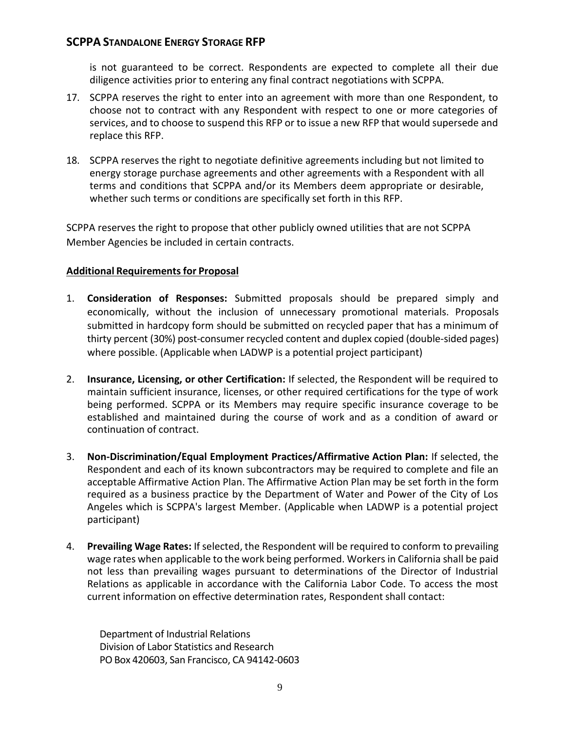is not guaranteed to be correct. Respondents are expected to complete all their due diligence activities prior to entering any final contract negotiations with SCPPA.

17. SCPPA reserves the right to enter into an agreement with more than one Respondent, to choose not to contract with any Respondent with respect to one or more categories of services, and to choose to suspend this RFP or to issue a new RFP that would supersede and replace this RFP.

18. SCPPA reserves the right to negotiate definitive agreements including but not limited to energy storage purchase agreements and other agreements with a Respondent with all terms and conditions that SCPPA and/or its Members deem appropriate or desirable, whether such terms or conditions are specifically set forth in this RFP.

SCPPA reserves the right to propose that other publicly owned utilities that are not SCPPA Member Agencies be included in certain contracts.

**Additional Requirements for Proposal**

1. **Consideration of Responses:** Submitted proposals should be prepared simply and economically, without the inclusion of unnecessary promotional materials. Proposals submitted in hardcopy form should be submitted on recycled paper that has a minimum of thirty percent (30%) post-consumer recycled content and duplex copied (double-sided pages) where possible. (Applicable when LADWP is a potential project participant)

2. **Insurance, Licensing, or other Certification:** If selected, the Respondent will be required to maintain sufficient insurance, licenses, or other required certifications for the type of work being performed. SCPPA or its Members may require specific insurance coverage to be established and maintained during the course of work and as a condition of award or continuation of contract.

3. **Non-Discrimination/Equal Employment Practices/Affirmative Action Plan:** If selected, the Respondent and each of its known subcontractors may be required to complete and file an acceptable Affirmative Action Plan. The Affirmative Action Plan may be set forth in the form required as a business practice by the Department of Water and Power of the City of Los Angeles which is SCPPA's largest Member. (Applicable when LADWP is a potential project participant)

4. **Prevailing Wage Rates:** If selected, the Respondent will be required to conform to prevailing wage rates when applicable to the work being performed. Workers in California shall be paid not less than prevailing wages pursuant to determinations of the Director of Industrial Relations as applicable in accordance with the California Labor Code. To access the most current information on effective determination rates, Respondent shall contact:

   Department of Industrial Relations
   Division of Labor Statistics and Research
   PO Box 420603, San Francisco, CA 94142-0603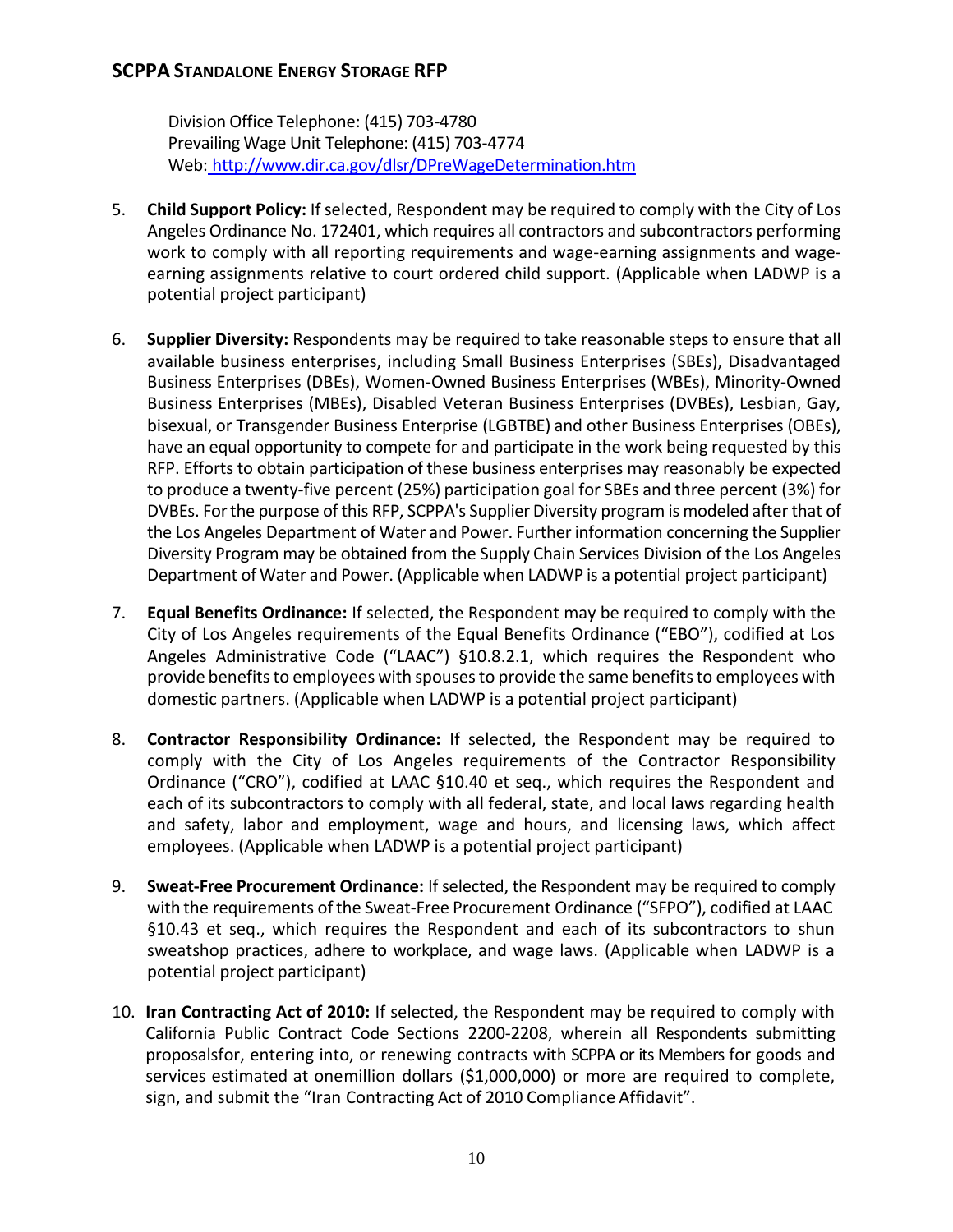Division Office Telephone: (415) 703-4780
Prevailing Wage Unit Telephone: (415) 703-4774
Web: http://www.dir.ca.gov/dlsr/DPreWageDetermination.htm

5. **Child Support Policy:** If selected, Respondent may be required to comply with the City of Los Angeles Ordinance No. 172401, which requires all contractors and subcontractors performing work to comply with all reporting requirements and wage-earning assignments and wage-earning assignments relative to court ordered child support. (Applicable when LADWP is a potential project participant)

6. **Supplier Diversity:** Respondents may be required to take reasonable steps to ensure that all available business enterprises, including Small Business Enterprises (SBEs), Disadvantaged Business Enterprises (DBEs), Women-Owned Business Enterprises (WBEs), Minority-Owned Business Enterprises (MBEs), Disabled Veteran Business Enterprises (DVBEs), Lesbian, Gay, bisexual, or Transgender Business Enterprise (LGBTBE) and other Business Enterprises (OBEs), have an equal opportunity to compete for and participate in the work being requested by this RFP. Efforts to obtain participation of these business enterprises may reasonably be expected to produce a twenty-five percent (25%) participation goal for SBEs and three percent (3%) for DVBEs. For the purpose of this RFP, SCPPA's Supplier Diversity program is modeled after that of the Los Angeles Department of Water and Power. Further information concerning the Supplier Diversity Program may be obtained from the Supply Chain Services Division of the Los Angeles Department of Water and Power. (Applicable when LADWP is a potential project participant)

7. **Equal Benefits Ordinance:** If selected, the Respondent may be required to comply with the City of Los Angeles requirements of the Equal Benefits Ordinance ("EBO"), codified at Los Angeles Administrative Code ("LAAC") §10.8.2.1, which requires the Respondent who provide benefits to employees with spouses to provide the same benefits to employees with domestic partners. (Applicable when LADWP is a potential project participant)

8. **Contractor Responsibility Ordinance:** If selected, the Respondent may be required to comply with the City of Los Angeles requirements of the Contractor Responsibility Ordinance ("CRO"), codified at LAAC §10.40 et seq., which requires the Respondent and each of its subcontractors to comply with all federal, state, and local laws regarding health and safety, labor and employment, wage and hours, and licensing laws, which affect employees. (Applicable when LADWP is a potential project participant)

9. **Sweat-Free Procurement Ordinance:** If selected, the Respondent may be required to comply with the requirements of the Sweat-Free Procurement Ordinance ("SFPO"), codified at LAAC §10.43 et seq., which requires the Respondent and each of its subcontractors to shun sweatshop practices, adhere to workplace, and wage laws. (Applicable when LADWP is a potential project participant)

10. **Iran Contracting Act of 2010:** If selected, the Respondent may be required to comply with California Public Contract Code Sections 2200-2208, wherein all Respondents submitting proposalsfor, entering into, or renewing contracts with SCPPA or its Members for goods and services estimated at onemillion dollars ($1,000,000) or more are required to complete, sign, and submit the "Iran Contracting Act of 2010 Compliance Affidavit".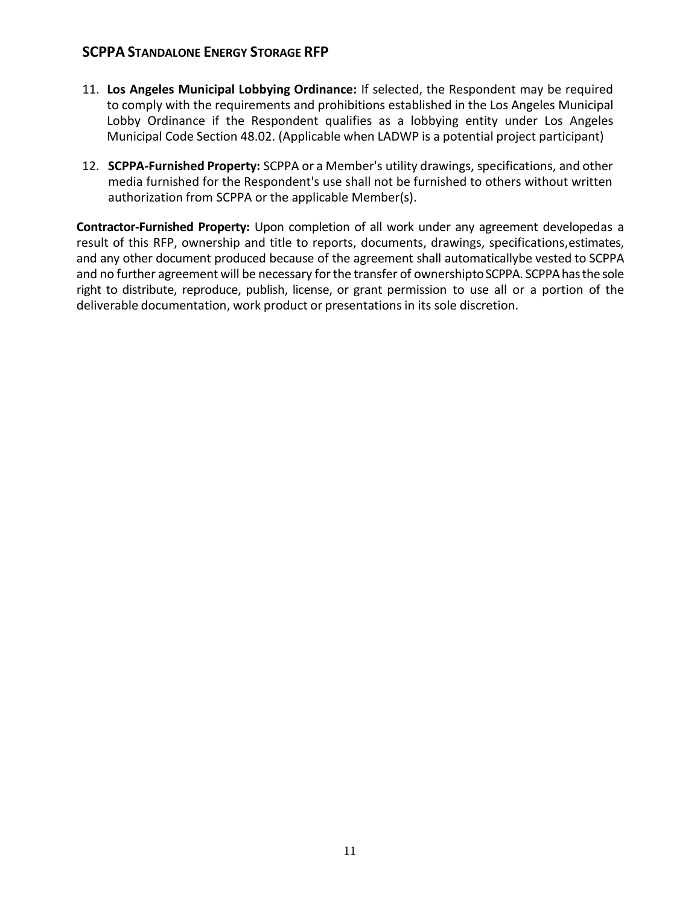11. **Los Angeles Municipal Lobbying Ordinance:** If selected, the Respondent may be required to comply with the requirements and prohibitions established in the Los Angeles Municipal Lobby Ordinance if the Respondent qualifies as a lobbying entity under Los Angeles Municipal Code Section 48.02. (Applicable when LADWP is a potential project participant)

12. **SCPPA-Furnished Property:** SCPPA or a Member's utility drawings, specifications, and other media furnished for the Respondent's use shall not be furnished to others without written authorization from SCPPA or the applicable Member(s).

**Contractor-Furnished Property:** Upon completion of all work under any agreement developedas a result of this RFP, ownership and title to reports, documents, drawings, specifications,estimates, and any other document produced because of the agreement shall automaticallybe vested to SCPPA and no further agreement will be necessary for the transfer of ownershipto SCPPA. SCPPA has the sole right to distribute, reproduce, publish, license, or grant permission to use all or a portion of the deliverable documentation, work product or presentations in its sole discretion.